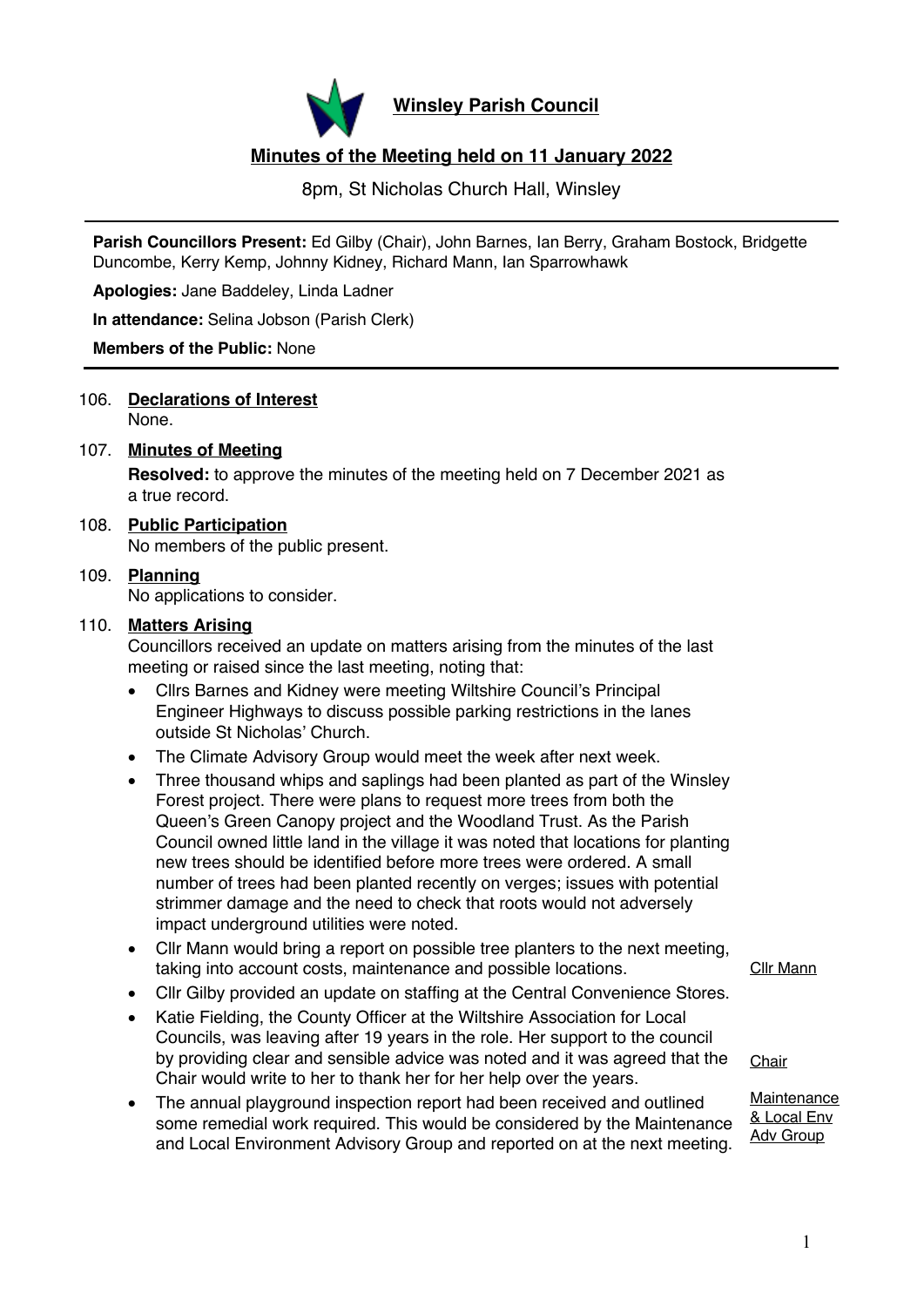# Winsley Parish Council

## Minutes of the Meeting held on 11 January 2022

8pm, St Nicholas Church Hall, Winsley

**Parish Councillors Present:** Ed Gilby (Chair), John Barnes, Ian Berry, Graham Bostock, Bridgette Duncombe, Kerry Kemp, Johnny Kidney, Richard Mann, Ian Sparrowhawk

**Apologies:** Jane Baddeley, Linda Ladner

**In attendance:** Selina Jobson (Parish Clerk)

**Members of the Public:** None

106. **Declarations of Interest**
None.

107. **Minutes of Meeting**
**Resolved:** to approve the minutes of the meeting held on 7 December 2021 as a true record.

108. **Public Participation**
No members of the public present.

109. **Planning**
No applications to consider.

110. **Matters Arising**
Councillors received an update on matters arising from the minutes of the last meeting or raised since the last meeting, noting that:

- Cllrs Barnes and Kidney were meeting Wiltshire Council's Principal Engineer Highways to discuss possible parking restrictions in the lanes outside St Nicholas' Church.
- The Climate Advisory Group would meet the week after next week.
- Three thousand whips and saplings had been planted as part of the Winsley Forest project. There were plans to request more trees from both the Queen's Green Canopy project and the Woodland Trust. As the Parish Council owned little land in the village it was noted that locations for planting new trees should be identified before more trees were ordered. A small number of trees had been planted recently on verges; issues with potential strimmer damage and the need to check that roots would not adversely impact underground utilities were noted.
- Cllr Mann would bring a report on possible tree planters to the next meeting, taking into account costs, maintenance and possible locations. — Cllr Mann
- Cllr Gilby provided an update on staffing at the Central Convenience Stores.
- Katie Fielding, the County Officer at the Wiltshire Association for Local Councils, was leaving after 19 years in the role. Her support to the council by providing clear and sensible advice was noted and it was agreed that the Chair would write to her to thank her for her help over the years. — Chair
- The annual playground inspection report had been received and outlined some remedial work required. This would be considered by the Maintenance and Local Environment Advisory Group and reported on at the next meeting. — Maintenance & Local Env Adv Group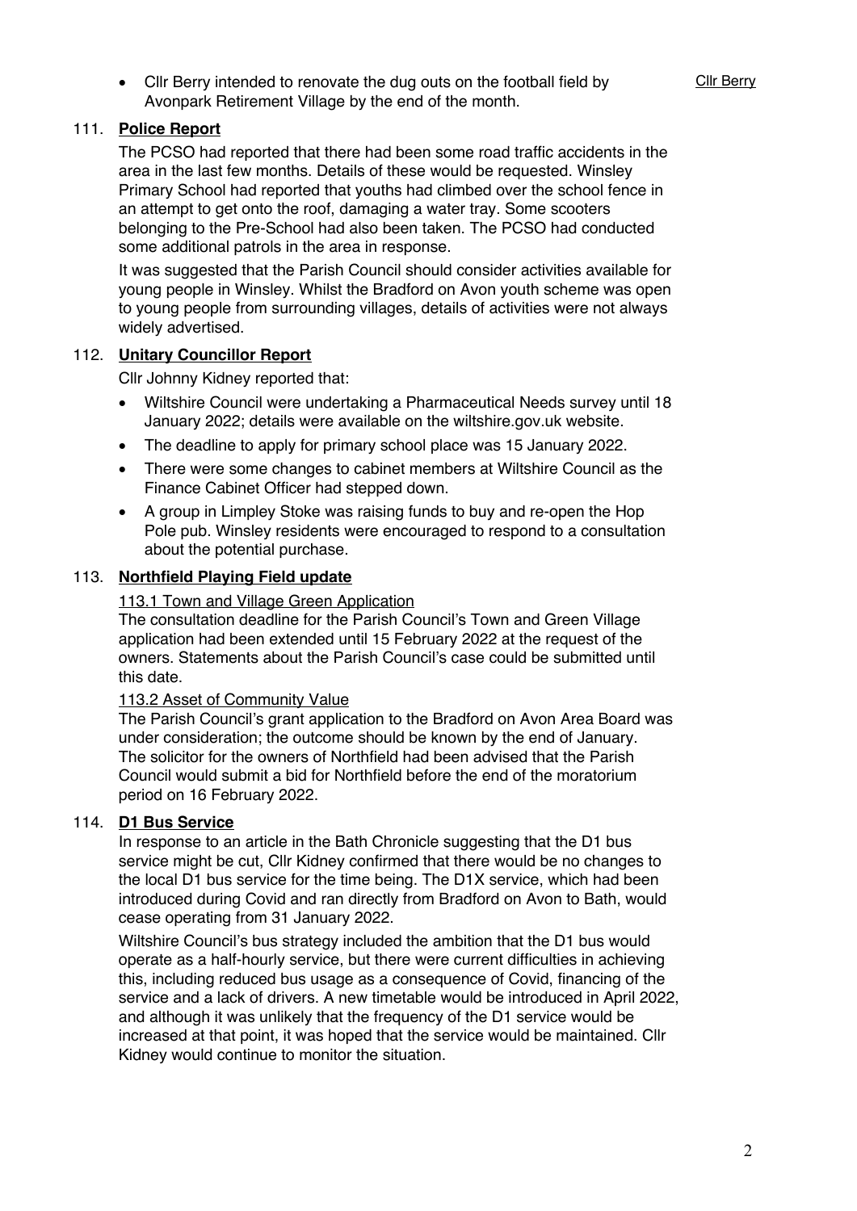- Cllr Berry intended to renovate the dug outs on the football field by Avonpark Retirement Village by the end of the month. Cllr Berry

## 111. **Police Report**

The PCSO had reported that there had been some road traffic accidents in the area in the last few months. Details of these would be requested. Winsley Primary School had reported that youths had climbed over the school fence in an attempt to get onto the roof, damaging a water tray. Some scooters belonging to the Pre-School had also been taken. The PCSO had conducted some additional patrols in the area in response.

It was suggested that the Parish Council should consider activities available for young people in Winsley. Whilst the Bradford on Avon youth scheme was open to young people from surrounding villages, details of activities were not always widely advertised.

## 112. **Unitary Councillor Report**

Cllr Johnny Kidney reported that:

- Wiltshire Council were undertaking a Pharmaceutical Needs survey until 18 January 2022; details were available on the wiltshire.gov.uk website.
- The deadline to apply for primary school place was 15 January 2022.
- There were some changes to cabinet members at Wiltshire Council as the Finance Cabinet Officer had stepped down.
- A group in Limpley Stoke was raising funds to buy and re-open the Hop Pole pub. Winsley residents were encouraged to respond to a consultation about the potential purchase.

## 113. **Northfield Playing Field update**

113.1 Town and Village Green Application

The consultation deadline for the Parish Council's Town and Green Village application had been extended until 15 February 2022 at the request of the owners. Statements about the Parish Council's case could be submitted until this date.

113.2 Asset of Community Value

The Parish Council's grant application to the Bradford on Avon Area Board was under consideration; the outcome should be known by the end of January. The solicitor for the owners of Northfield had been advised that the Parish Council would submit a bid for Northfield before the end of the moratorium period on 16 February 2022.

## 114. **D1 Bus Service**

In response to an article in the Bath Chronicle suggesting that the D1 bus service might be cut, Cllr Kidney confirmed that there would be no changes to the local D1 bus service for the time being. The D1X service, which had been introduced during Covid and ran directly from Bradford on Avon to Bath, would cease operating from 31 January 2022.

Wiltshire Council's bus strategy included the ambition that the D1 bus would operate as a half-hourly service, but there were current difficulties in achieving this, including reduced bus usage as a consequence of Covid, financing of the service and a lack of drivers. A new timetable would be introduced in April 2022, and although it was unlikely that the frequency of the D1 service would be increased at that point, it was hoped that the service would be maintained. Cllr Kidney would continue to monitor the situation.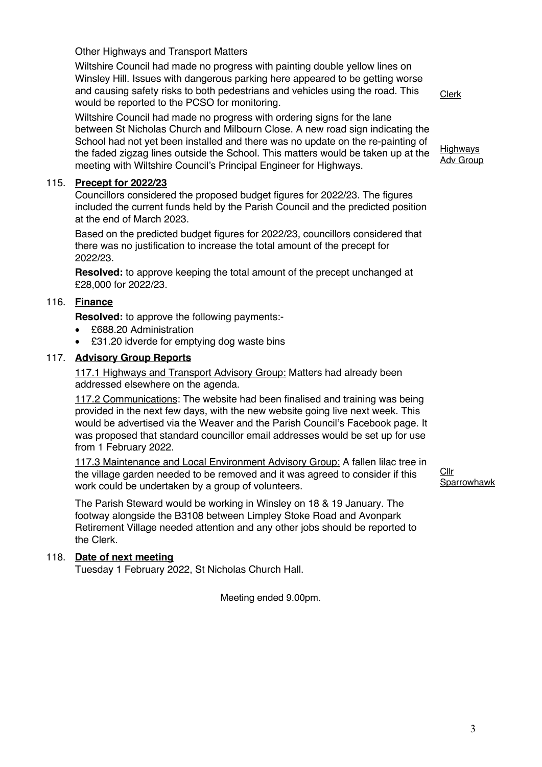Other Highways and Transport Matters

Wiltshire Council had made no progress with painting double yellow lines on Winsley Hill. Issues with dangerous parking here appeared to be getting worse and causing safety risks to both pedestrians and vehicles using the road. This would be reported to the PCSO for monitoring. Clerk

Wiltshire Council had made no progress with ordering signs for the lane between St Nicholas Church and Milbourn Close. A new road sign indicating the School had not yet been installed and there was no update on the re-painting of the faded zigzag lines outside the School. This matters would be taken up at the meeting with Wiltshire Council's Principal Engineer for Highways. Highways Adv Group

## 115. Precept for 2022/23

Councillors considered the proposed budget figures for 2022/23. The figures included the current funds held by the Parish Council and the predicted position at the end of March 2023.

Based on the predicted budget figures for 2022/23, councillors considered that there was no justification to increase the total amount of the precept for 2022/23.

**Resolved:** to approve keeping the total amount of the precept unchanged at £28,000 for 2022/23.

## 116. Finance

**Resolved:** to approve the following payments:-

- £688.20 Administration
- £31.20 idverde for emptying dog waste bins

## 117. Advisory Group Reports

117.1 Highways and Transport Advisory Group: Matters had already been addressed elsewhere on the agenda.

117.2 Communications: The website had been finalised and training was being provided in the next few days, with the new website going live next week. This would be advertised via the Weaver and the Parish Council's Facebook page. It was proposed that standard councillor email addresses would be set up for use from 1 February 2022.

117.3 Maintenance and Local Environment Advisory Group: A fallen lilac tree in the village garden needed to be removed and it was agreed to consider if this work could be undertaken by a group of volunteers. Cllr Sparrowhawk

The Parish Steward would be working in Winsley on 18 & 19 January. The footway alongside the B3108 between Limpley Stoke Road and Avonpark Retirement Village needed attention and any other jobs should be reported to the Clerk.

## 118. Date of next meeting

Tuesday 1 February 2022, St Nicholas Church Hall.

Meeting ended 9.00pm.